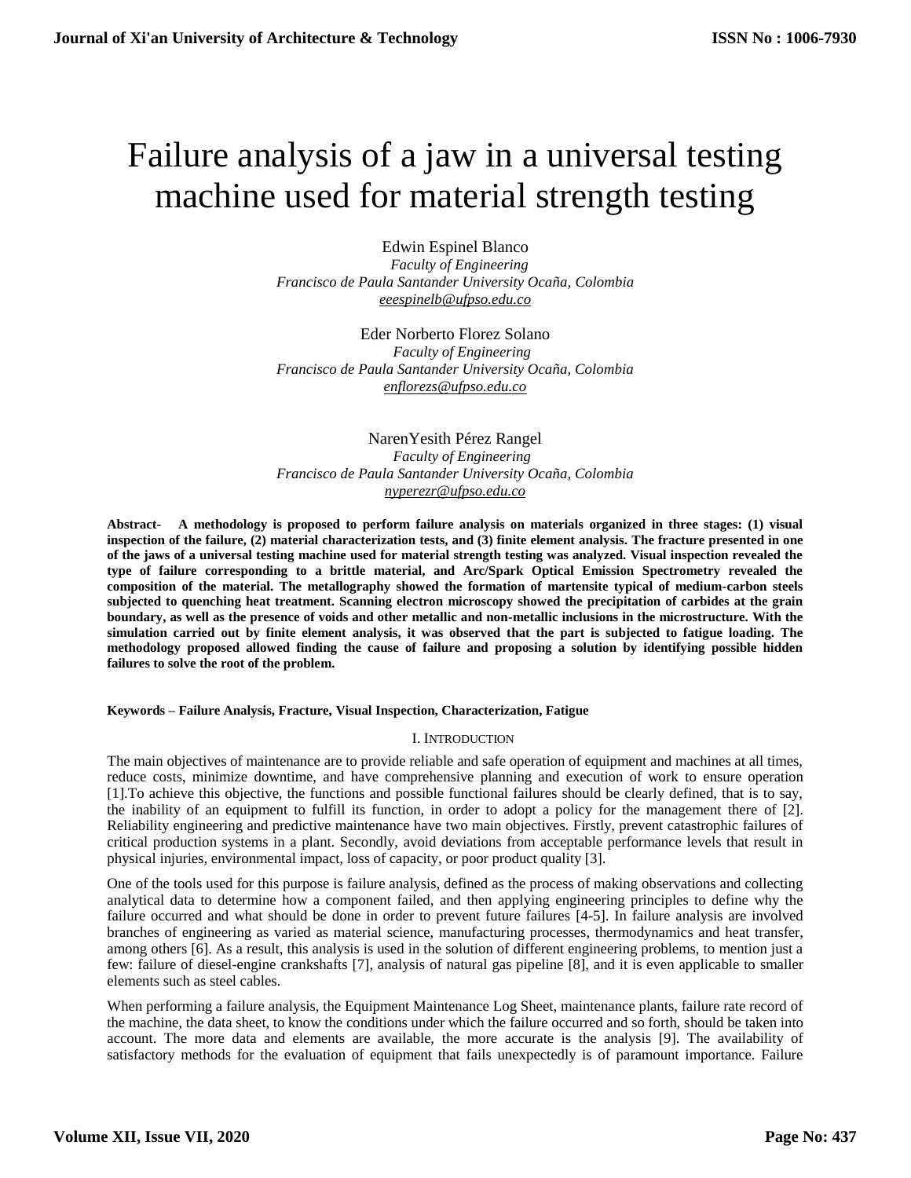# Failure analysis of a jaw in a universal testing machine used for material strength testing

Edwin Espinel Blanco
*Faculty of Engineering*
*Francisco de Paula Santander University Ocaña, Colombia*
eeespinelb@ufpso.edu.co

Eder Norberto Florez Solano
*Faculty of Engineering*
*Francisco de Paula Santander University Ocaña, Colombia*
enflorezs@ufpso.edu.co

NarenYesith Pérez Rangel
*Faculty of Engineering*
*Francisco de Paula Santander University Ocaña, Colombia*
nyperezr@ufpso.edu.co

**Abstract- A methodology is proposed to perform failure analysis on materials organized in three stages: (1) visual inspection of the failure, (2) material characterization tests, and (3) finite element analysis. The fracture presented in one of the jaws of a universal testing machine used for material strength testing was analyzed. Visual inspection revealed the type of failure corresponding to a brittle material, and Arc/Spark Optical Emission Spectrometry revealed the composition of the material. The metallography showed the formation of martensite typical of medium-carbon steels subjected to quenching heat treatment. Scanning electron microscopy showed the precipitation of carbides at the grain boundary, as well as the presence of voids and other metallic and non-metallic inclusions in the microstructure. With the simulation carried out by finite element analysis, it was observed that the part is subjected to fatigue loading. The methodology proposed allowed finding the cause of failure and proposing a solution by identifying possible hidden failures to solve the root of the problem.**

**Keywords – Failure Analysis, Fracture, Visual Inspection, Characterization, Fatigue**

## I. Introduction

The main objectives of maintenance are to provide reliable and safe operation of equipment and machines at all times, reduce costs, minimize downtime, and have comprehensive planning and execution of work to ensure operation [1].To achieve this objective, the functions and possible functional failures should be clearly defined, that is to say, the inability of an equipment to fulfill its function, in order to adopt a policy for the management there of [2]. Reliability engineering and predictive maintenance have two main objectives. Firstly, prevent catastrophic failures of critical production systems in a plant. Secondly, avoid deviations from acceptable performance levels that result in physical injuries, environmental impact, loss of capacity, or poor product quality [3].

One of the tools used for this purpose is failure analysis, defined as the process of making observations and collecting analytical data to determine how a component failed, and then applying engineering principles to define why the failure occurred and what should be done in order to prevent future failures [4-5]. In failure analysis are involved branches of engineering as varied as material science, manufacturing processes, thermodynamics and heat transfer, among others [6]. As a result, this analysis is used in the solution of different engineering problems, to mention just a few: failure of diesel-engine crankshafts [7], analysis of natural gas pipeline [8], and it is even applicable to smaller elements such as steel cables.

When performing a failure analysis, the Equipment Maintenance Log Sheet, maintenance plants, failure rate record of the machine, the data sheet, to know the conditions under which the failure occurred and so forth, should be taken into account. The more data and elements are available, the more accurate is the analysis [9]. The availability of satisfactory methods for the evaluation of equipment that fails unexpectedly is of paramount importance. Failure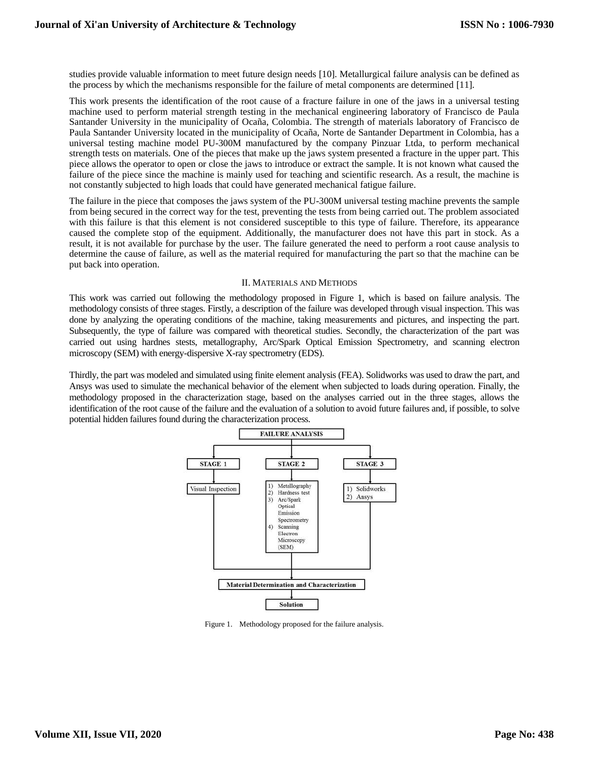studies provide valuable information to meet future design needs [10]. Metallurgical failure analysis can be defined as the process by which the mechanisms responsible for the failure of metal components are determined [11].

This work presents the identification of the root cause of a fracture failure in one of the jaws in a universal testing machine used to perform material strength testing in the mechanical engineering laboratory of Francisco de Paula Santander University in the municipality of Ocaña, Colombia. The strength of materials laboratory of Francisco de Paula Santander University located in the municipality of Ocaña, Norte de Santander Department in Colombia, has a universal testing machine model PU-300M manufactured by the company Pinzuar Ltda, to perform mechanical strength tests on materials. One of the pieces that make up the jaws system presented a fracture in the upper part. This piece allows the operator to open or close the jaws to introduce or extract the sample. It is not known what caused the failure of the piece since the machine is mainly used for teaching and scientific research. As a result, the machine is not constantly subjected to high loads that could have generated mechanical fatigue failure.

The failure in the piece that composes the jaws system of the PU-300M universal testing machine prevents the sample from being secured in the correct way for the test, preventing the tests from being carried out. The problem associated with this failure is that this element is not considered susceptible to this type of failure. Therefore, its appearance caused the complete stop of the equipment. Additionally, the manufacturer does not have this part in stock. As a result, it is not available for purchase by the user. The failure generated the need to perform a root cause analysis to determine the cause of failure, as well as the material required for manufacturing the part so that the machine can be put back into operation.

## II. Materials and Methods

This work was carried out following the methodology proposed in Figure 1, which is based on failure analysis. The methodology consists of three stages. Firstly, a description of the failure was developed through visual inspection. This was done by analyzing the operating conditions of the machine, taking measurements and pictures, and inspecting the part. Subsequently, the type of failure was compared with theoretical studies. Secondly, the characterization of the part was carried out using hardnes stests, metallography, Arc/Spark Optical Emission Spectrometry, and scanning electron microscopy (SEM) with energy-dispersive X-ray spectrometry (EDS).

Thirdly, the part was modeled and simulated using finite element analysis (FEA). Solidworks was used to draw the part, and Ansys was used to simulate the mechanical behavior of the element when subjected to loads during operation. Finally, the methodology proposed in the characterization stage, based on the analyses carried out in the three stages, allows the identification of the root cause of the failure and the evaluation of a solution to avoid future failures and, if possible, to solve potential hidden failures found during the characterization process.

FAILURE ANALYSIS

STAGE 1 — Visual Inspection

STAGE 2 — 1) Metallography 2) Hardness test 3) Arc/Spark Optical Emission Spectrometry 4) Scanning Electron Microscopy (SEM)

STAGE 3 — 1) Solidworks 2) Ansys

Material Determination and Characterization

Solution

Figure 1. Methodology proposed for the failure analysis.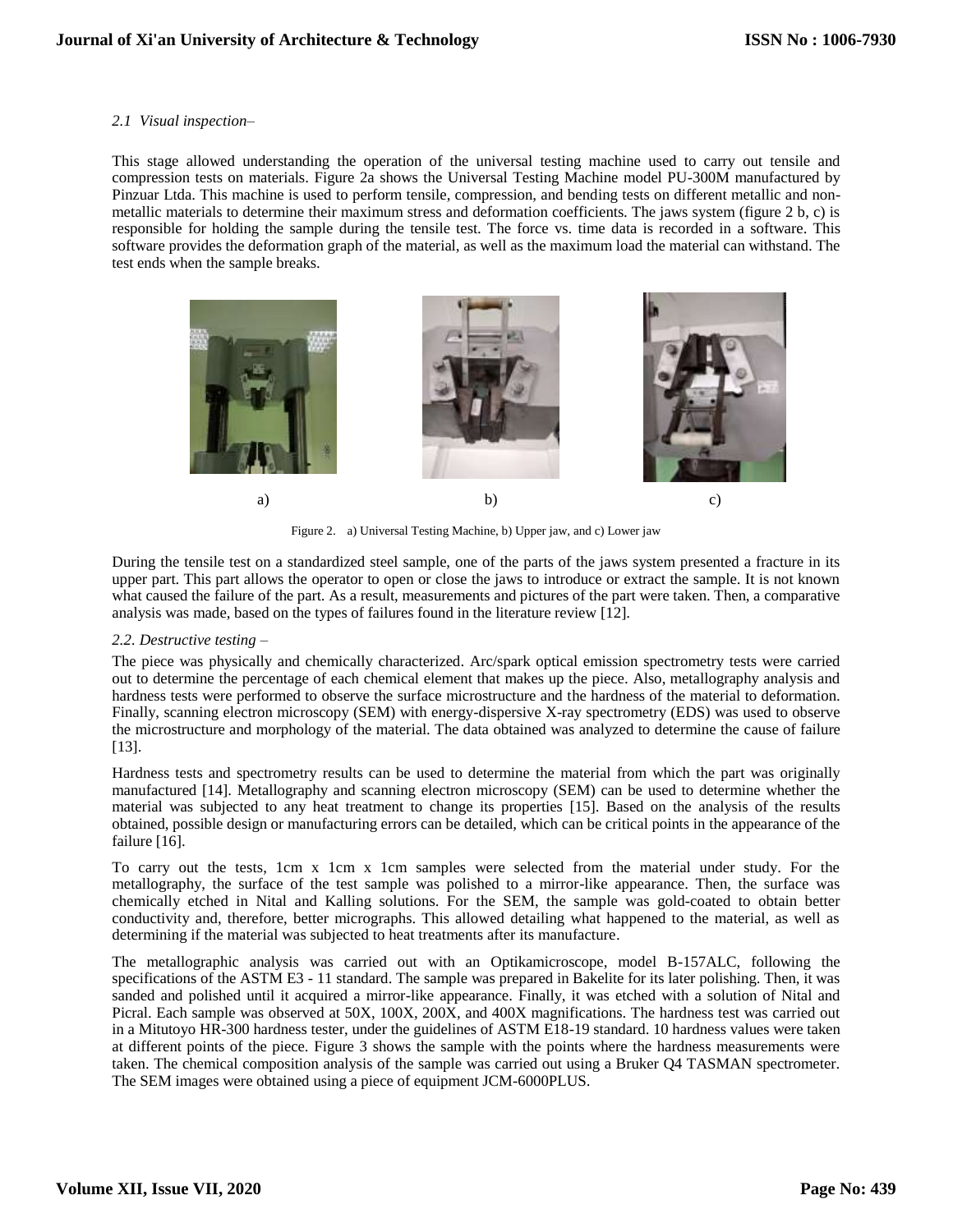*2.1 Visual inspection–*

This stage allowed understanding the operation of the universal testing machine used to carry out tensile and compression tests on materials. Figure 2a shows the Universal Testing Machine model PU-300M manufactured by Pinzuar Ltda. This machine is used to perform tensile, compression, and bending tests on different metallic and non-metallic materials to determine their maximum stress and deformation coefficients. The jaws system (figure 2 b, c) is responsible for holding the sample during the tensile test. The force vs. time data is recorded in a software. This software provides the deformation graph of the material, as well as the maximum load the material can withstand. The test ends when the sample breaks.

a) b) c)

Figure 2. a) Universal Testing Machine, b) Upper jaw, and c) Lower jaw

During the tensile test on a standardized steel sample, one of the parts of the jaws system presented a fracture in its upper part. This part allows the operator to open or close the jaws to introduce or extract the sample. It is not known what caused the failure of the part. As a result, measurements and pictures of the part were taken. Then, a comparative analysis was made, based on the types of failures found in the literature review [12].

*2.2. Destructive testing –*

The piece was physically and chemically characterized. Arc/spark optical emission spectrometry tests were carried out to determine the percentage of each chemical element that makes up the piece. Also, metallography analysis and hardness tests were performed to observe the surface microstructure and the hardness of the material to deformation. Finally, scanning electron microscopy (SEM) with energy-dispersive X-ray spectrometry (EDS) was used to observe the microstructure and morphology of the material. The data obtained was analyzed to determine the cause of failure [13].

Hardness tests and spectrometry results can be used to determine the material from which the part was originally manufactured [14]. Metallography and scanning electron microscopy (SEM) can be used to determine whether the material was subjected to any heat treatment to change its properties [15]. Based on the analysis of the results obtained, possible design or manufacturing errors can be detailed, which can be critical points in the appearance of the failure [16].

To carry out the tests, 1cm x 1cm x 1cm samples were selected from the material under study. For the metallography, the surface of the test sample was polished to a mirror-like appearance. Then, the surface was chemically etched in Nital and Kalling solutions. For the SEM, the sample was gold-coated to obtain better conductivity and, therefore, better micrographs. This allowed detailing what happened to the material, as well as determining if the material was subjected to heat treatments after its manufacture.

The metallographic analysis was carried out with an Optikamicroscope, model B-157ALC, following the specifications of the ASTM E3 - 11 standard. The sample was prepared in Bakelite for its later polishing. Then, it was sanded and polished until it acquired a mirror-like appearance. Finally, it was etched with a solution of Nital and Picral. Each sample was observed at 50X, 100X, 200X, and 400X magnifications. The hardness test was carried out in a Mitutoyo HR-300 hardness tester, under the guidelines of ASTM E18-19 standard. 10 hardness values were taken at different points of the piece. Figure 3 shows the sample with the points where the hardness measurements were taken. The chemical composition analysis of the sample was carried out using a Bruker Q4 TASMAN spectrometer. The SEM images were obtained using a piece of equipment JCM-6000PLUS.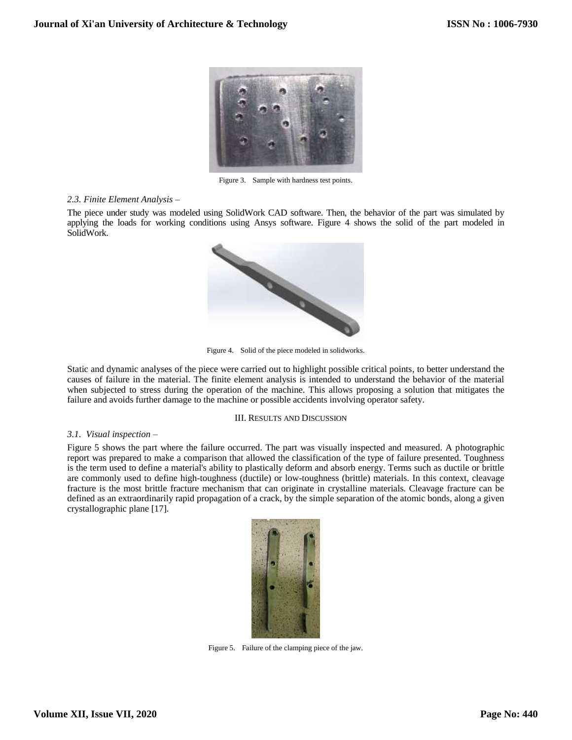Figure 3. Sample with hardness test points.

*2.3. Finite Element Analysis –*

The piece under study was modeled using SolidWork CAD software. Then, the behavior of the part was simulated by applying the loads for working conditions using Ansys software. Figure 4 shows the solid of the part modeled in SolidWork.

Figure 4. Solid of the piece modeled in solidworks.

Static and dynamic analyses of the piece were carried out to highlight possible critical points, to better understand the causes of failure in the material. The finite element analysis is intended to understand the behavior of the material when subjected to stress during the operation of the machine. This allows proposing a solution that mitigates the failure and avoids further damage to the machine or possible accidents involving operator safety.

## III. Results and Discussion

*3.1. Visual inspection –*

Figure 5 shows the part where the failure occurred. The part was visually inspected and measured. A photographic report was prepared to make a comparison that allowed the classification of the type of failure presented. Toughness is the term used to define a material's ability to plastically deform and absorb energy. Terms such as ductile or brittle are commonly used to define high-toughness (ductile) or low-toughness (brittle) materials. In this context, cleavage fracture is the most brittle fracture mechanism that can originate in crystalline materials. Cleavage fracture can be defined as an extraordinarily rapid propagation of a crack, by the simple separation of the atomic bonds, along a given crystallographic plane [17].

Figure 5. Failure of the clamping piece of the jaw.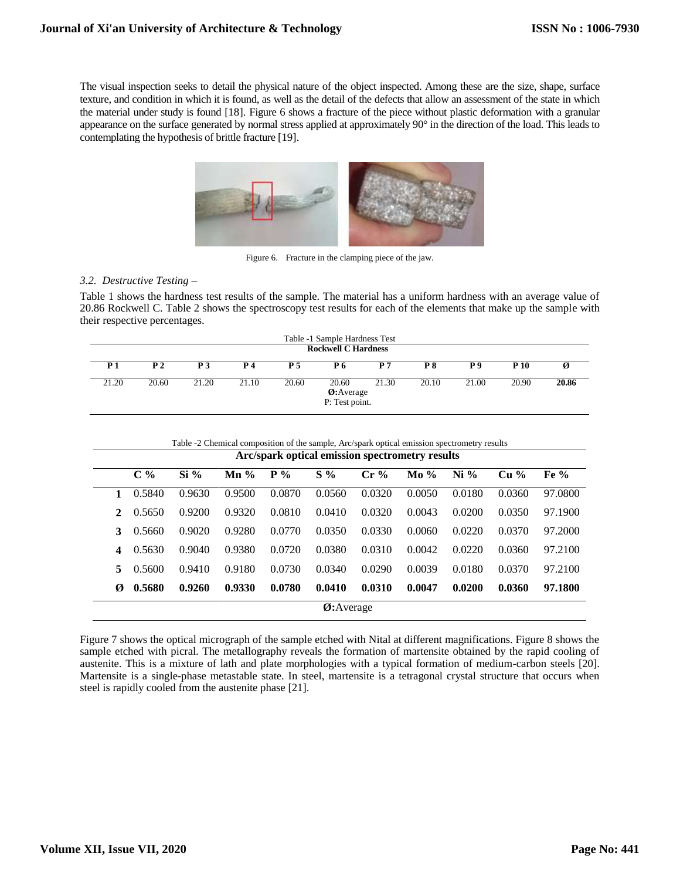The visual inspection seeks to detail the physical nature of the object inspected. Among these are the size, shape, surface texture, and condition in which it is found, as well as the detail of the defects that allow an assessment of the state in which the material under study is found [18]. Figure 6 shows a fracture of the piece without plastic deformation with a granular appearance on the surface generated by normal stress applied at approximately 90° in the direction of the load. This leads to contemplating the hypothesis of brittle fracture [19].

Figure 6. Fracture in the clamping piece of the jaw.

### *3.2. Destructive Testing –*

Table 1 shows the hardness test results of the sample. The material has a uniform hardness with an average value of 20.86 Rockwell C. Table 2 shows the spectroscopy test results for each of the elements that make up the sample with their respective percentages.

Table -1 Sample Hardness Test

| Rockwell C Hardness | | | | | | | | | | |
|---|---|---|---|---|---|---|---|---|---|---|
| **P 1** | **P 2** | **P 3** | **P 4** | **P 5** | **P 6** | **P 7** | **P 8** | **P 9** | **P 10** | **Ø** |
| 21.20 | 20.60 | 21.20 | 21.10 | 20.60 | 20.60 | 21.30 | 20.10 | 21.00 | 20.90 | **20.86** |

**Ø:**Average
P: Test point.

Table -2 Chemical composition of the sample, Arc/spark optical emission spectrometry results

| | Arc/spark optical emission spectrometry results | | | | | | | | | |
|---|---|---|---|---|---|---|---|---|---|---|
| | **C %** | **Si %** | **Mn %** | **P %** | **S %** | **Cr %** | **Mo %** | **Ni %** | **Cu %** | **Fe %** |
| **1** | 0.5840 | 0.9630 | 0.9500 | 0.0870 | 0.0560 | 0.0320 | 0.0050 | 0.0180 | 0.0360 | 97.0800 |
| **2** | 0.5650 | 0.9200 | 0.9320 | 0.0810 | 0.0410 | 0.0320 | 0.0043 | 0.0200 | 0.0350 | 97.1900 |
| **3** | 0.5660 | 0.9020 | 0.9280 | 0.0770 | 0.0350 | 0.0330 | 0.0060 | 0.0220 | 0.0370 | 97.2000 |
| **4** | 0.5630 | 0.9040 | 0.9380 | 0.0720 | 0.0380 | 0.0310 | 0.0042 | 0.0220 | 0.0360 | 97.2100 |
| **5** | 0.5600 | 0.9410 | 0.9180 | 0.0730 | 0.0340 | 0.0290 | 0.0039 | 0.0180 | 0.0370 | 97.2100 |
| **Ø** | **0.5680** | **0.9260** | **0.9330** | **0.0780** | **0.0410** | **0.0310** | **0.0047** | **0.0200** | **0.0360** | **97.1800** |

**Ø:**Average

Figure 7 shows the optical micrograph of the sample etched with Nital at different magnifications. Figure 8 shows the sample etched with picral. The metallography reveals the formation of martensite obtained by the rapid cooling of austenite. This is a mixture of lath and plate morphologies with a typical formation of medium-carbon steels [20]. Martensite is a single-phase metastable state. In steel, martensite is a tetragonal crystal structure that occurs when steel is rapidly cooled from the austenite phase [21].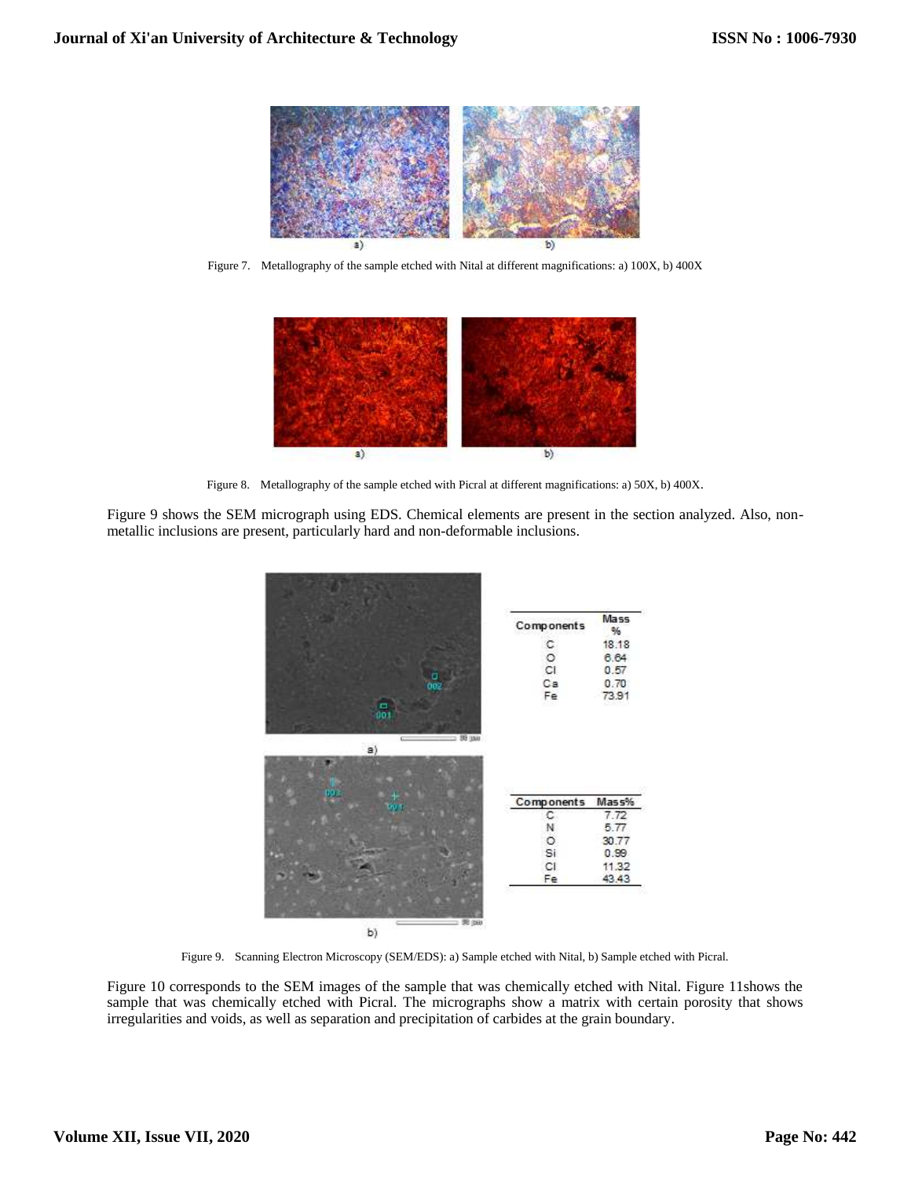Figure 7. Metallography of the sample etched with Nital at different magnifications: a) 100X, b) 400X

Figure 8. Metallography of the sample etched with Picral at different magnifications: a) 50X, b) 400X.

Figure 9 shows the SEM micrograph using EDS. Chemical elements are present in the section analyzed. Also, non-metallic inclusions are present, particularly hard and non-deformable inclusions.

| Components | Mass % |
|---|---|
| C | 18.18 |
| O | 6.64 |
| Cl | 0.57 |
| Ca | 0.70 |
| Fe | 73.91 |

| Components | Mass% |
|---|---|
| C | 7.72 |
| N | 5.77 |
| O | 30.77 |
| Si | 0.99 |
| Cl | 11.32 |
| Fe | 43.43 |

Figure 9. Scanning Electron Microscopy (SEM/EDS): a) Sample etched with Nital, b) Sample etched with Picral.

Figure 10 corresponds to the SEM images of the sample that was chemically etched with Nital. Figure 11shows the sample that was chemically etched with Picral. The micrographs show a matrix with certain porosity that shows irregularities and voids, as well as separation and precipitation of carbides at the grain boundary.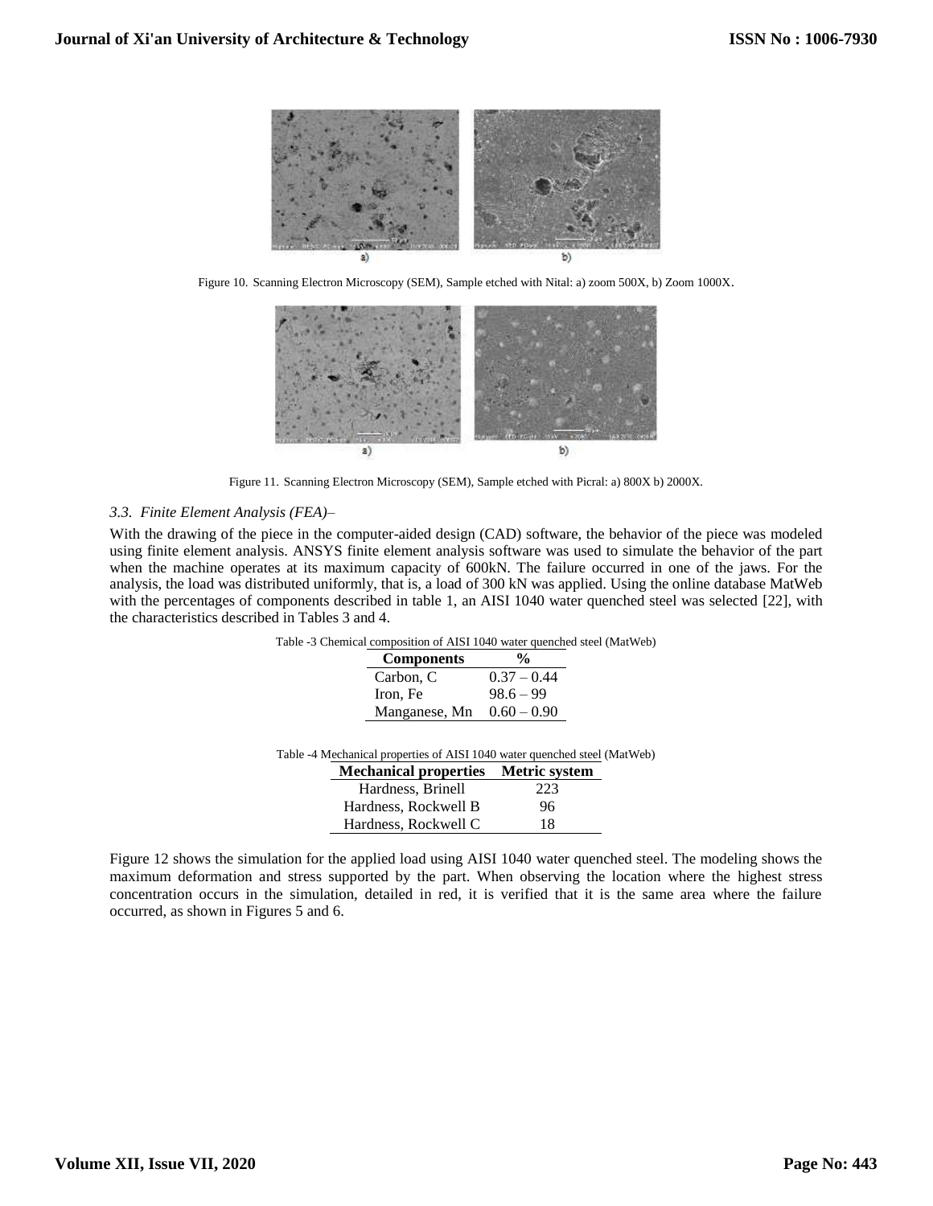Figure 10. Scanning Electron Microscopy (SEM), Sample etched with Nital: a) zoom 500X, b) Zoom 1000X.

Figure 11. Scanning Electron Microscopy (SEM), Sample etched with Picral: a) 800X b) 2000X.

### *3.3. Finite Element Analysis (FEA)–*

With the drawing of the piece in the computer-aided design (CAD) software, the behavior of the piece was modeled using finite element analysis. ANSYS finite element analysis software was used to simulate the behavior of the part when the machine operates at its maximum capacity of 600kN. The failure occurred in one of the jaws. For the analysis, the load was distributed uniformly, that is, a load of 300 kN was applied. Using the online database MatWeb with the percentages of components described in table 1, an AISI 1040 water quenched steel was selected [22], with the characteristics described in Tables 3 and 4.

Table -3 Chemical composition of AISI 1040 water quenched steel (MatWeb)

| Components | % |
|---|---|
| Carbon, C | 0.37 – 0.44 |
| Iron, Fe | 98.6 – 99 |
| Manganese, Mn | 0.60 – 0.90 |

Table -4 Mechanical properties of AISI 1040 water quenched steel (MatWeb)

| Mechanical properties | Metric system |
|---|---|
| Hardness, Brinell | 223 |
| Hardness, Rockwell B | 96 |
| Hardness, Rockwell C | 18 |

Figure 12 shows the simulation for the applied load using AISI 1040 water quenched steel. The modeling shows the maximum deformation and stress supported by the part. When observing the location where the highest stress concentration occurs in the simulation, detailed in red, it is verified that it is the same area where the failure occurred, as shown in Figures 5 and 6.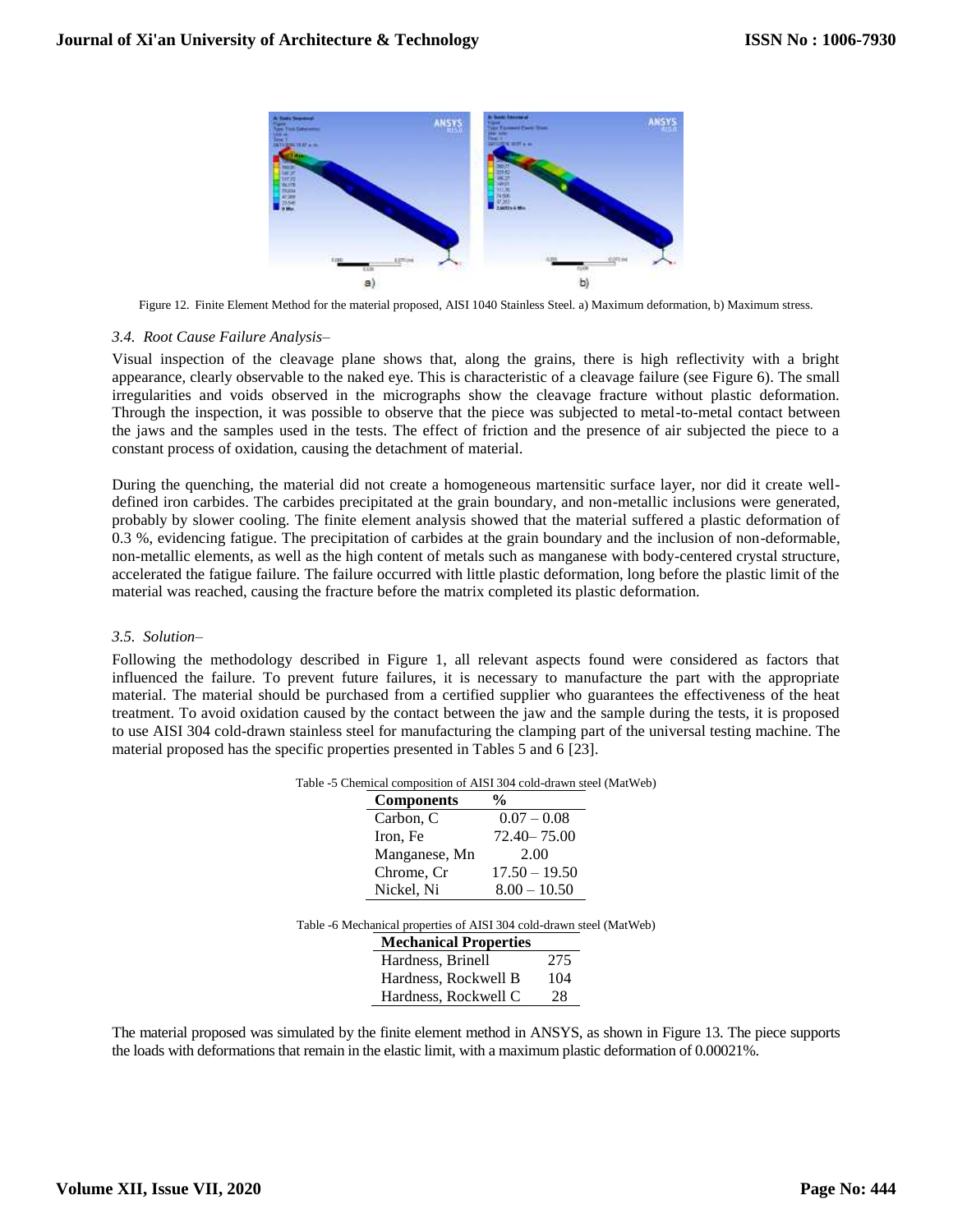Figure 12. Finite Element Method for the material proposed, AISI 1040 Stainless Steel. a) Maximum deformation, b) Maximum stress.

### *3.4. Root Cause Failure Analysis–*

Visual inspection of the cleavage plane shows that, along the grains, there is high reflectivity with a bright appearance, clearly observable to the naked eye. This is characteristic of a cleavage failure (see Figure 6). The small irregularities and voids observed in the micrographs show the cleavage fracture without plastic deformation. Through the inspection, it was possible to observe that the piece was subjected to metal-to-metal contact between the jaws and the samples used in the tests. The effect of friction and the presence of air subjected the piece to a constant process of oxidation, causing the detachment of material.

During the quenching, the material did not create a homogeneous martensitic surface layer, nor did it create well-defined iron carbides. The carbides precipitated at the grain boundary, and non-metallic inclusions were generated, probably by slower cooling. The finite element analysis showed that the material suffered a plastic deformation of 0.3 %, evidencing fatigue. The precipitation of carbides at the grain boundary and the inclusion of non-deformable, non-metallic elements, as well as the high content of metals such as manganese with body-centered crystal structure, accelerated the fatigue failure. The failure occurred with little plastic deformation, long before the plastic limit of the material was reached, causing the fracture before the matrix completed its plastic deformation.

### *3.5. Solution–*

Following the methodology described in Figure 1, all relevant aspects found were considered as factors that influenced the failure. To prevent future failures, it is necessary to manufacture the part with the appropriate material. The material should be purchased from a certified supplier who guarantees the effectiveness of the heat treatment. To avoid oxidation caused by the contact between the jaw and the sample during the tests, it is proposed to use AISI 304 cold-drawn stainless steel for manufacturing the clamping part of the universal testing machine. The material proposed has the specific properties presented in Tables 5 and 6 [23].

Table -5 Chemical composition of AISI 304 cold-drawn steel (MatWeb)

| Components | % |
|---|---|
| Carbon, C | 0.07 – 0.08 |
| Iron, Fe | 72.40– 75.00 |
| Manganese, Mn | 2.00 |
| Chrome, Cr | 17.50 – 19.50 |
| Nickel, Ni | 8.00 – 10.50 |

Table -6 Mechanical properties of AISI 304 cold-drawn steel (MatWeb)

| Mechanical Properties | |
|---|---|
| Hardness, Brinell | 275 |
| Hardness, Rockwell B | 104 |
| Hardness, Rockwell C | 28 |

The material proposed was simulated by the finite element method in ANSYS, as shown in Figure 13. The piece supports the loads with deformations that remain in the elastic limit, with a maximum plastic deformation of 0.00021%.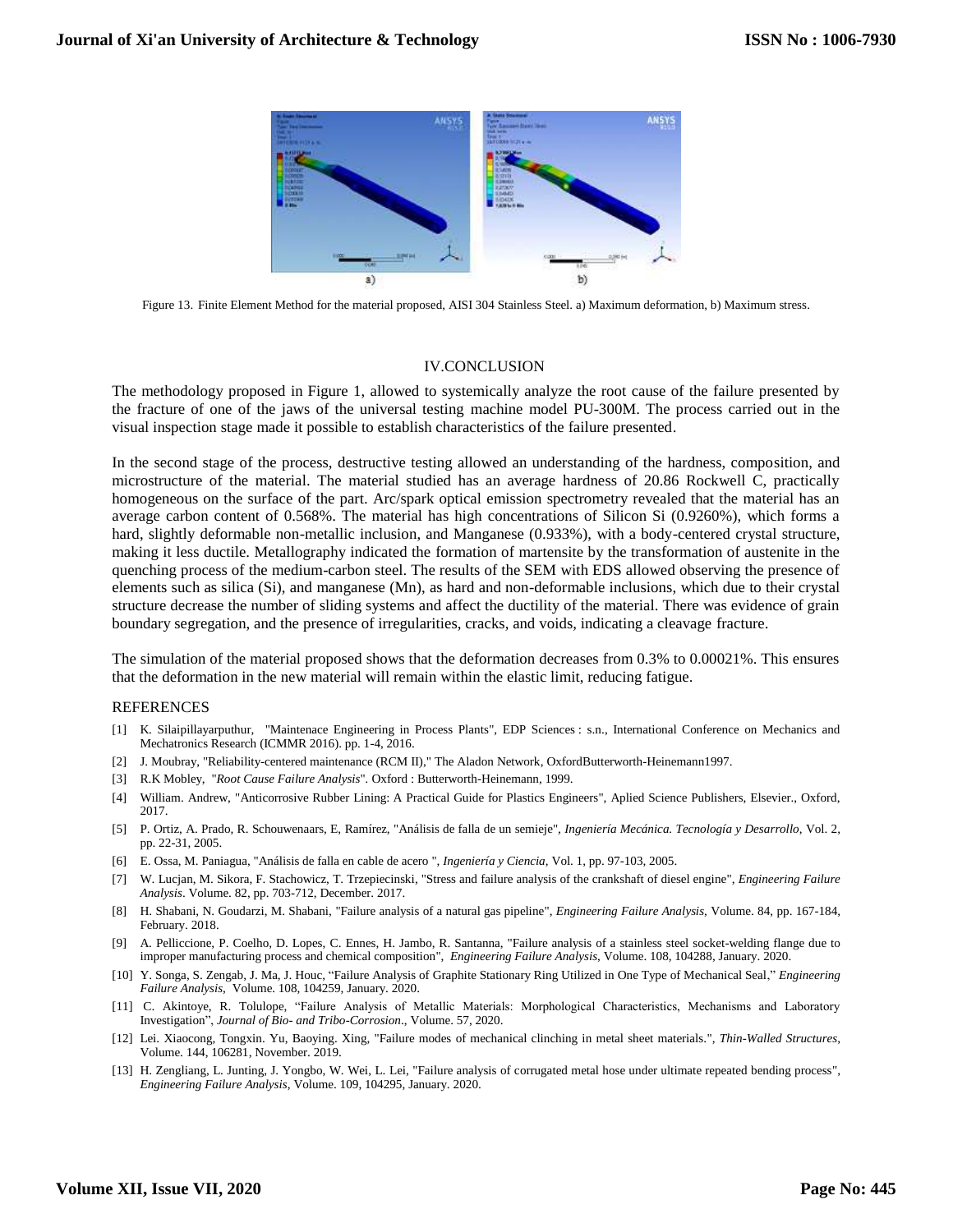Figure 13. Finite Element Method for the material proposed, AISI 304 Stainless Steel. a) Maximum deformation, b) Maximum stress.

## IV.CONCLUSION

The methodology proposed in Figure 1, allowed to systemically analyze the root cause of the failure presented by the fracture of one of the jaws of the universal testing machine model PU-300M. The process carried out in the visual inspection stage made it possible to establish characteristics of the failure presented.

In the second stage of the process, destructive testing allowed an understanding of the hardness, composition, and microstructure of the material. The material studied has an average hardness of 20.86 Rockwell C, practically homogeneous on the surface of the part. Arc/spark optical emission spectrometry revealed that the material has an average carbon content of 0.568%. The material has high concentrations of Silicon Si (0.9260%), which forms a hard, slightly deformable non-metallic inclusion, and Manganese (0.933%), with a body-centered crystal structure, making it less ductile. Metallography indicated the formation of martensite by the transformation of austenite in the quenching process of the medium-carbon steel. The results of the SEM with EDS allowed observing the presence of elements such as silica (Si), and manganese (Mn), as hard and non-deformable inclusions, which due to their crystal structure decrease the number of sliding systems and affect the ductility of the material. There was evidence of grain boundary segregation, and the presence of irregularities, cracks, and voids, indicating a cleavage fracture.

The simulation of the material proposed shows that the deformation decreases from 0.3% to 0.00021%. This ensures that the deformation in the new material will remain within the elastic limit, reducing fatigue.

### REFERENCES

[1] K. Silaipillayarputhur, "Maintenace Engineering in Process Plants", EDP Sciences : s.n., International Conference on Mechanics and Mechatronics Research (ICMMR 2016). pp. 1-4, 2016.

[2] J. Moubray, "Reliability-centered maintenance (RCM II)," The Aladon Network, OxfordButterworth-Heinemann1997.

[3] R.K Mobley, "*Root Cause Failure Analysis*". Oxford : Butterworth-Heinemann, 1999.

[4] William. Andrew, "Anticorrosive Rubber Lining: A Practical Guide for Plastics Engineers", Aplied Science Publishers, Elsevier., Oxford, 2017.

[5] P. Ortiz, A. Prado, R. Schouwenaars, E, Ramírez, "Análisis de falla de un semieje", *Ingeniería Mecánica. Tecnología y Desarrollo*, Vol. 2, pp. 22-31, 2005.

[6] E. Ossa, M. Paniagua, "Análisis de falla en cable de acero ", *Ingeniería y Ciencia*, Vol. 1, pp. 97-103, 2005.

[7] W. Lucjan, M. Sikora, F. Stachowicz, T. Trzepiecinski, "Stress and failure analysis of the crankshaft of diesel engine", *Engineering Failure Analysis*. Volume. 82, pp. 703-712, December. 2017.

[8] H. Shabani, N. Goudarzi, M. Shabani, "Failure analysis of a natural gas pipeline", *Engineering Failure Analysis*, Volume. 84, pp. 167-184, February. 2018.

[9] A. Pelliccione, P. Coelho, D. Lopes, C. Ennes, H. Jambo, R. Santanna, "Failure analysis of a stainless steel socket-welding flange due to improper manufacturing process and chemical composition", *Engineering Failure Analysis*, Volume. 108, 104288, January. 2020.

[10] Y. Songa, S. Zengab, J. Ma, J. Houc, "Failure Analysis of Graphite Stationary Ring Utilized in One Type of Mechanical Seal," *Engineering Failure Analysis*, Volume. 108, 104259, January. 2020.

[11] C. Akintoye, R. Tolulope, "Failure Analysis of Metallic Materials: Morphological Characteristics, Mechanisms and Laboratory Investigation", *Journal of Bio- and Tribo-Corrosion*., Volume. 57, 2020.

[12] Lei. Xiaocong, Tongxin. Yu, Baoying. Xing, "Failure modes of mechanical clinching in metal sheet materials.", *Thin-Walled Structures*, Volume. 144, 106281, November. 2019.

[13] H. Zengliang, L. Junting, J. Yongbo, W. Wei, L. Lei, "Failure analysis of corrugated metal hose under ultimate repeated bending process", *Engineering Failure Analysis*, Volume. 109, 104295, January. 2020.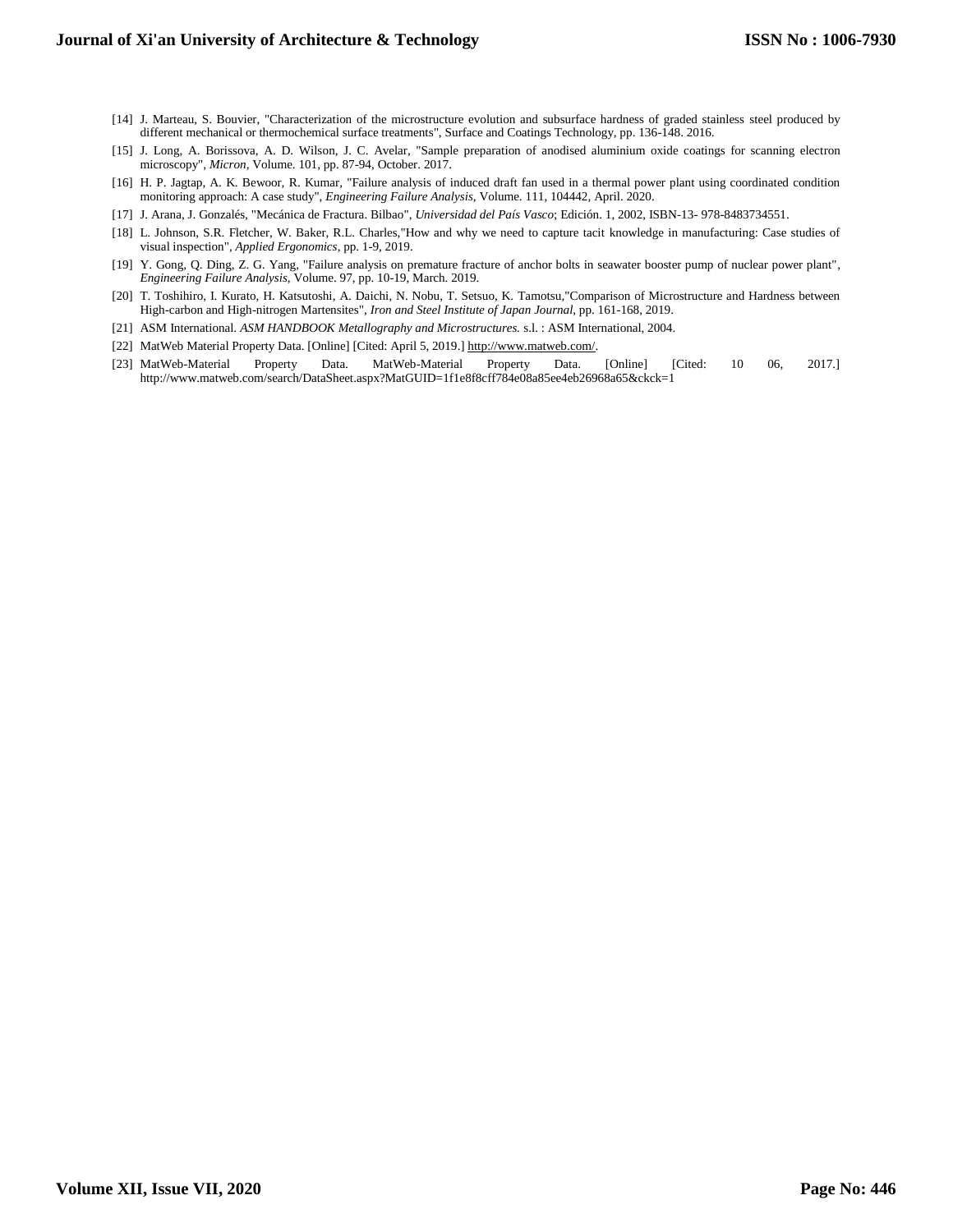[14] J. Marteau, S. Bouvier, "Characterization of the microstructure evolution and subsurface hardness of graded stainless steel produced by different mechanical or thermochemical surface treatments", Surface and Coatings Technology, pp. 136-148. 2016.

[15] J. Long, A. Borissova, A. D. Wilson, J. C. Avelar, "Sample preparation of anodised aluminium oxide coatings for scanning electron microscopy", *Micron,* Volume. 101, pp. 87-94, October. 2017.

[16] H. P. Jagtap, A. K. Bewoor, R. Kumar, "Failure analysis of induced draft fan used in a thermal power plant using coordinated condition monitoring approach: A case study", *Engineering Failure Analysis*, Volume. 111, 104442, April. 2020.

[17] J. Arana, J. Gonzalés, "Mecánica de Fractura. Bilbao", *Universidad del País Vasco*; Edición. 1, 2002, ISBN-13- 978-8483734551.

[18] L. Johnson, S.R. Fletcher, W. Baker, R.L. Charles,"How and why we need to capture tacit knowledge in manufacturing: Case studies of visual inspection", *Applied Ergonomics*, pp. 1-9, 2019.

[19] Y. Gong, Q. Ding, Z. G. Yang, "Failure analysis on premature fracture of anchor bolts in seawater booster pump of nuclear power plant", *Engineering Failure Analysis*, Volume. 97, pp. 10-19, March. 2019.

[20] T. Toshihiro, I. Kurato, H. Katsutoshi, A. Daichi, N. Nobu, T. Setsuo, K. Tamotsu,"Comparison of Microstructure and Hardness between High-carbon and High-nitrogen Martensites", *Iron and Steel Institute of Japan Journal*, pp. 161-168, 2019.

[21] ASM International. *ASM HANDBOOK Metallography and Microstructures.* s.l. : ASM International, 2004.

[22] MatWeb Material Property Data. [Online] [Cited: April 5, 2019.] http://www.matweb.com/.

[23] MatWeb-Material Property Data. MatWeb-Material Property Data. [Online] [Cited: 10 06, 2017.] http://www.matweb.com/search/DataSheet.aspx?MatGUID=1f1e8f8cff784e08a85ee4eb26968a65&ckck=1